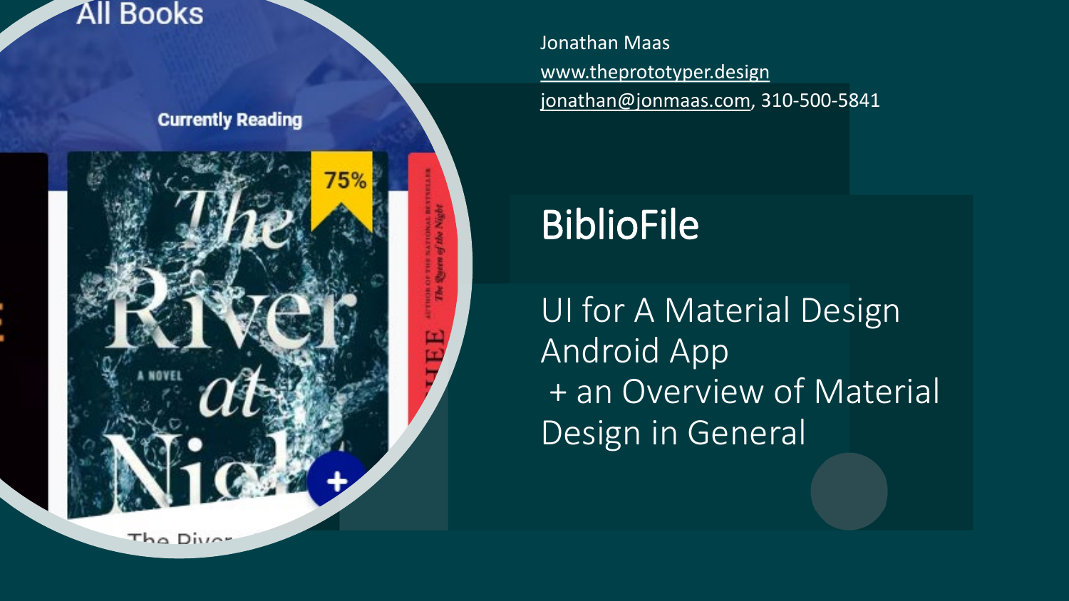Jonathan Maas
www.theprototyper.design
jonathan@jonmaas.com, 310-500-5841

# BiblioFile

## UI for A Material Design Android App + an Overview of Material Design in General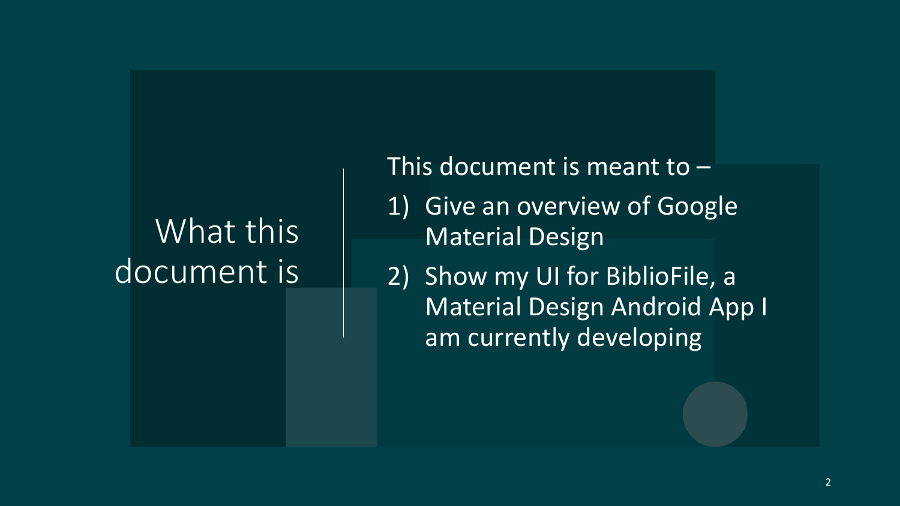# What this document is

This document is meant to –

1) Give an overview of Google Material Design
2) Show my UI for BiblioFile, a Material Design Android App I am currently developing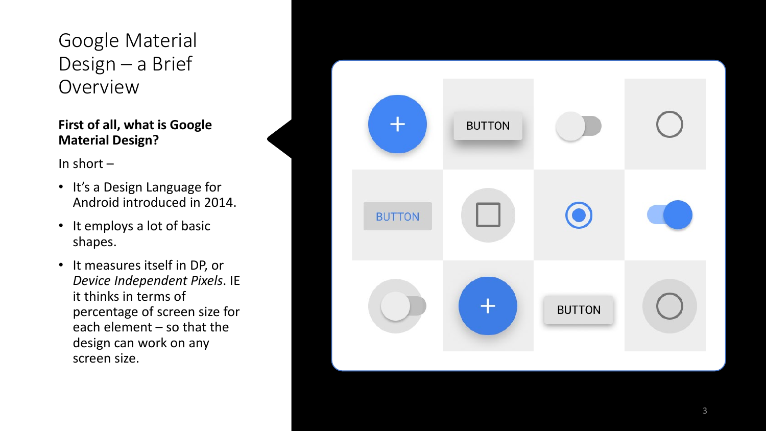# Google Material Design – a Brief Overview

**First of all, what is Google Material Design?**

In short –

- It's a Design Language for Android introduced in 2014.
- It employs a lot of basic shapes.
- It measures itself in DP, or *Device Independent Pixels*. IE it thinks in terms of percentage of screen size for each element – so that the design can work on any screen size.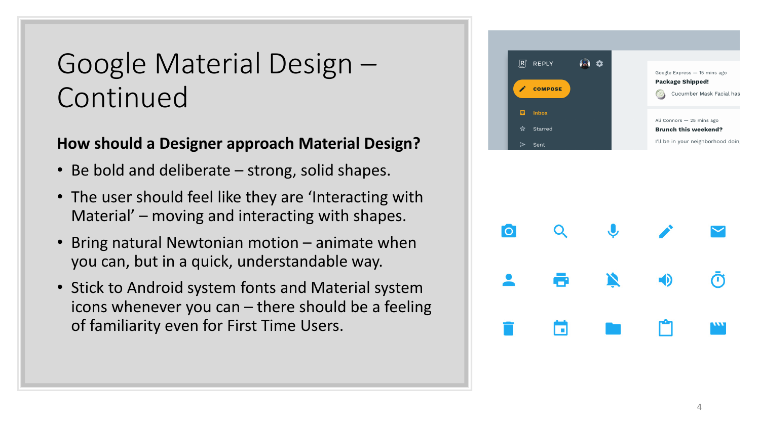# Google Material Design – Continued

**How should a Designer approach Material Design?**

- Be bold and deliberate – strong, solid shapes.
- The user should feel like they are 'Interacting with Material' – moving and interacting with shapes.
- Bring natural Newtonian motion – animate when you can, but in a quick, understandable way.
- Stick to Android system fonts and Material system icons whenever you can – there should be a feeling of familiarity even for First Time Users.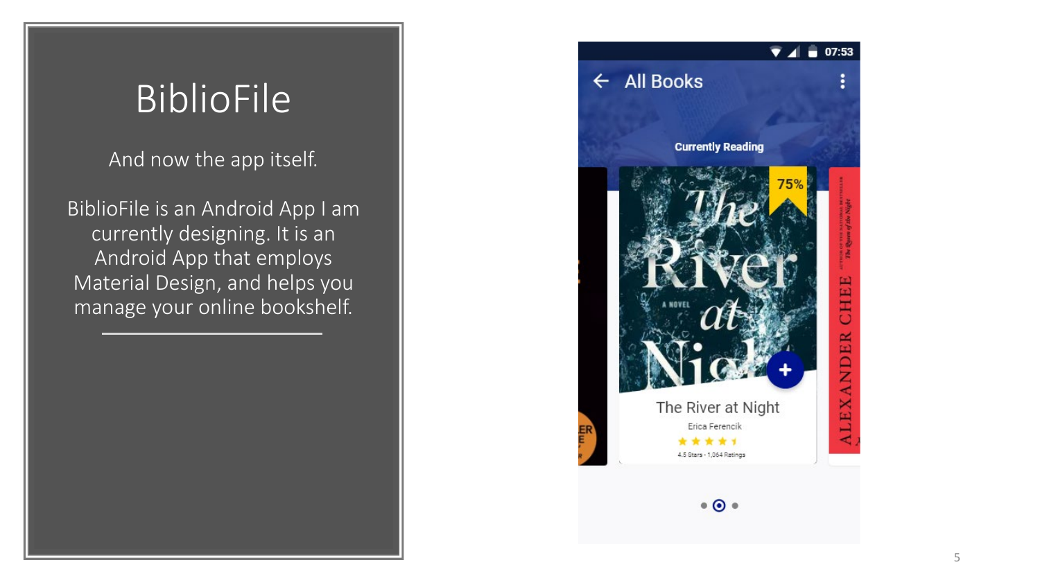# BiblioFile

And now the app itself.

BiblioFile is an Android App I am currently designing. It is an Android App that employs Material Design, and helps you manage your online bookshelf.

---

07:53

All Books

Currently Reading

75%

The River at Night

Erica Ferencik

4.5 Stars - 1,064 Ratings

ALEXANDER CHEE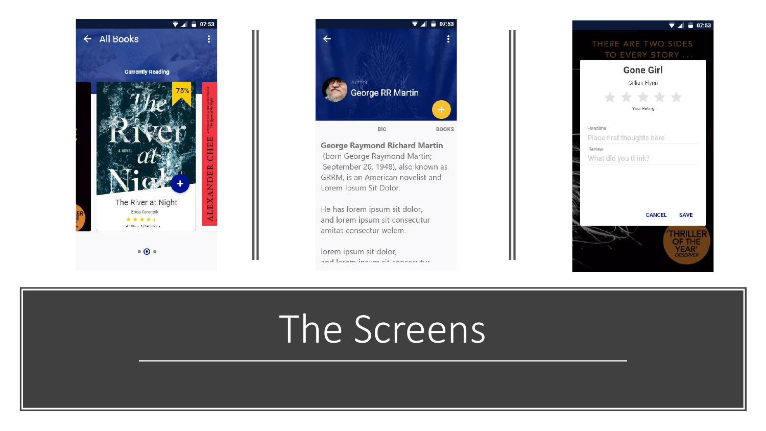# The Screens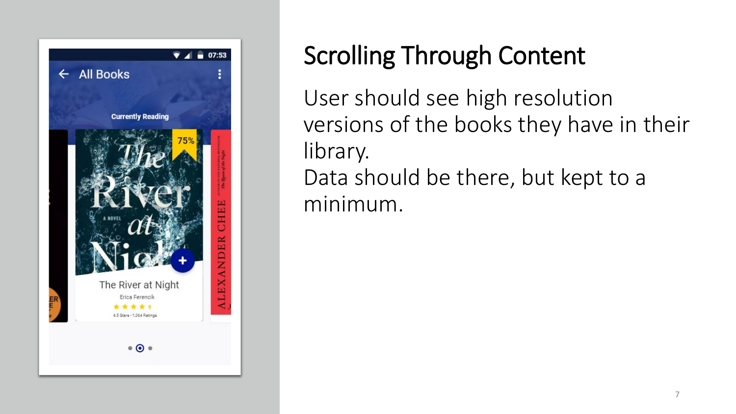# Scrolling Through Content

User should see high resolution versions of the books they have in their library.
Data should be there, but kept to a minimum.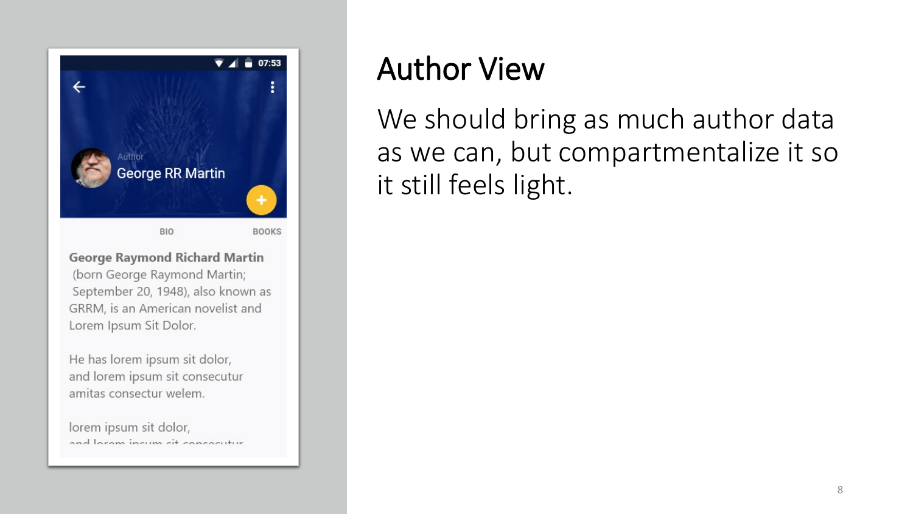# Author View

We should bring as much author data as we can, but compartmentalize it so it still feels light.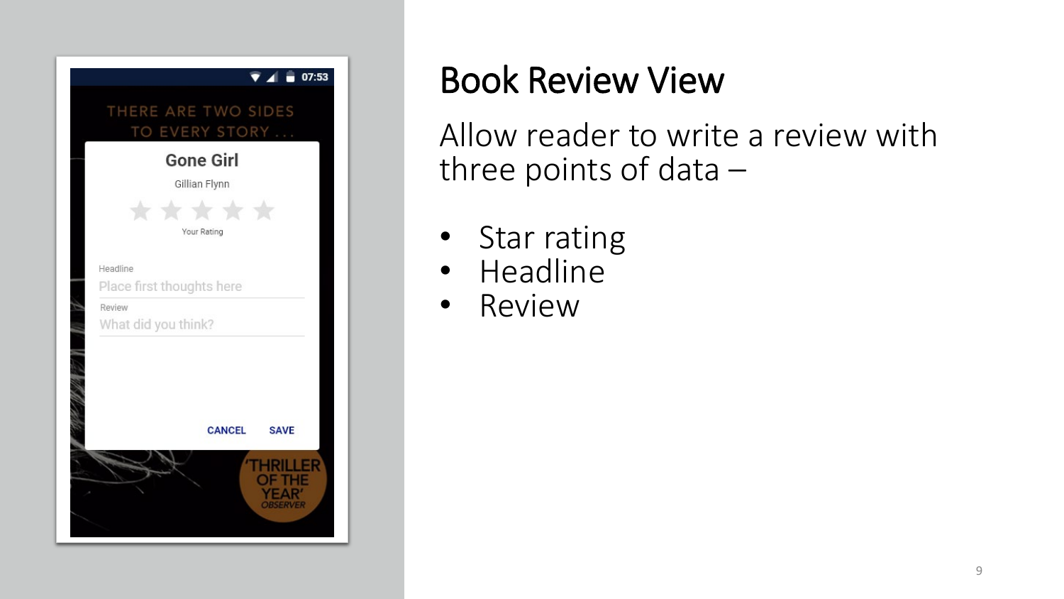# Book Review View

Allow reader to write a review with three points of data –

- Star rating
- Headline
- Review